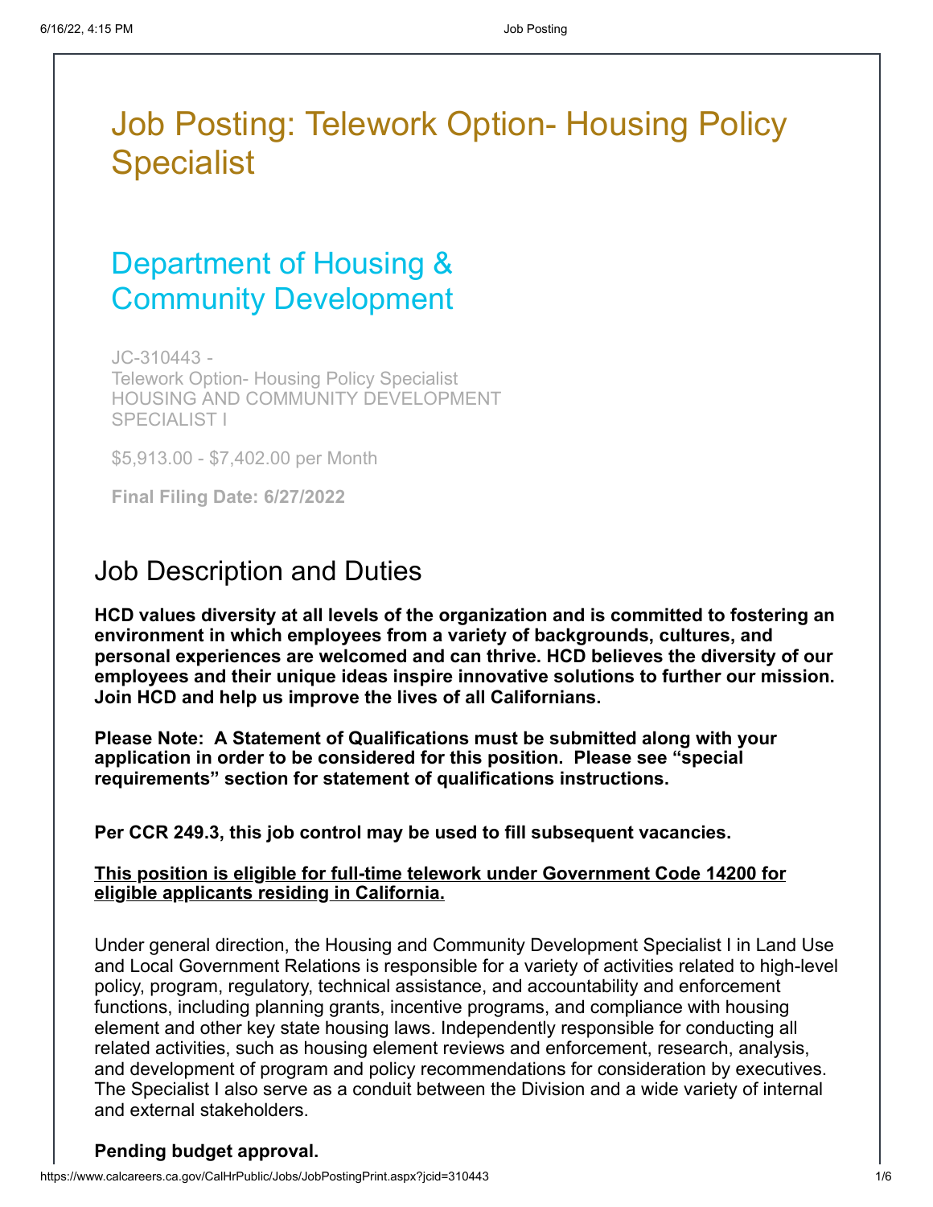# Job Posting: Telework Option- Housing Policy Specialist

## Department of Housing & Community Development

JC-310443 -
Telework Option- Housing Policy Specialist
HOUSING AND COMMUNITY DEVELOPMENT SPECIALIST I

$5,913.00 - $7,402.00 per Month

**Final Filing Date: 6/27/2022**

## Job Description and Duties

**HCD values diversity at all levels of the organization and is committed to fostering an environment in which employees from a variety of backgrounds, cultures, and personal experiences are welcomed and can thrive. HCD believes the diversity of our employees and their unique ideas inspire innovative solutions to further our mission. Join HCD and help us improve the lives of all Californians.**

**Please Note: A Statement of Qualifications must be submitted along with your application in order to be considered for this position. Please see "special requirements" section for statement of qualifications instructions.**

**Per CCR 249.3, this job control may be used to fill subsequent vacancies.**

**<u>This position is eligible for full-time telework under Government Code 14200 for eligible applicants residing in California.</u>**

Under general direction, the Housing and Community Development Specialist I in Land Use and Local Government Relations is responsible for a variety of activities related to high-level policy, program, regulatory, technical assistance, and accountability and enforcement functions, including planning grants, incentive programs, and compliance with housing element and other key state housing laws. Independently responsible for conducting all related activities, such as housing element reviews and enforcement, research, analysis, and development of program and policy recommendations for consideration by executives. The Specialist I also serve as a conduit between the Division and a wide variety of internal and external stakeholders.

**Pending budget approval.**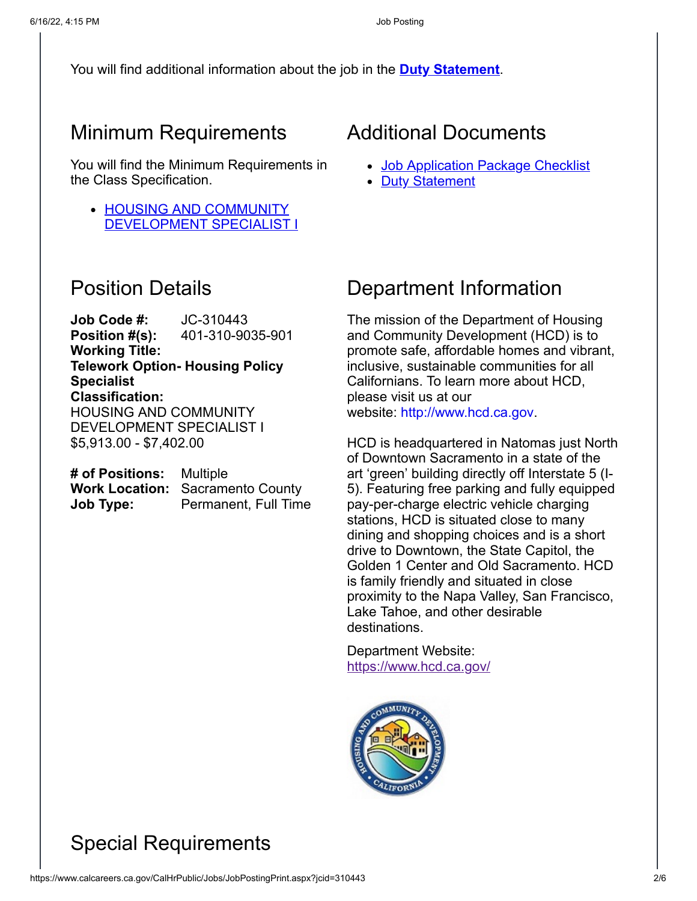You will find additional information about the job in the **[Duty Statement]()**.

## Minimum Requirements

You will find the Minimum Requirements in the Class Specification.

- [HOUSING AND COMMUNITY DEVELOPMENT SPECIALIST I]()

## Additional Documents

- [Job Application Package Checklist]()
- [Duty Statement]()

## Position Details

**Job Code #:** JC-310443
**Position #(s):** 401-310-9035-901
**Working Title:**
**Telework Option- Housing Policy Specialist**
**Classification:**
HOUSING AND COMMUNITY DEVELOPMENT SPECIALIST I
$5,913.00 - $7,402.00

**# of Positions:** Multiple
**Work Location:** Sacramento County
**Job Type:** Permanent, Full Time

## Department Information

The mission of the Department of Housing and Community Development (HCD) is to promote safe, affordable homes and vibrant, inclusive, sustainable communities for all Californians. To learn more about HCD, please visit us at our website: http://www.hcd.ca.gov.

HCD is headquartered in Natomas just North of Downtown Sacramento in a state of the art 'green' building directly off Interstate 5 (I-5). Featuring free parking and fully equipped pay-per-charge electric vehicle charging stations, HCD is situated close to many dining and shopping choices and is a short drive to Downtown, the State Capitol, the Golden 1 Center and Old Sacramento. HCD is family friendly and situated in close proximity to the Napa Valley, San Francisco, Lake Tahoe, and other desirable destinations.

Department Website: https://www.hcd.ca.gov/

## Special Requirements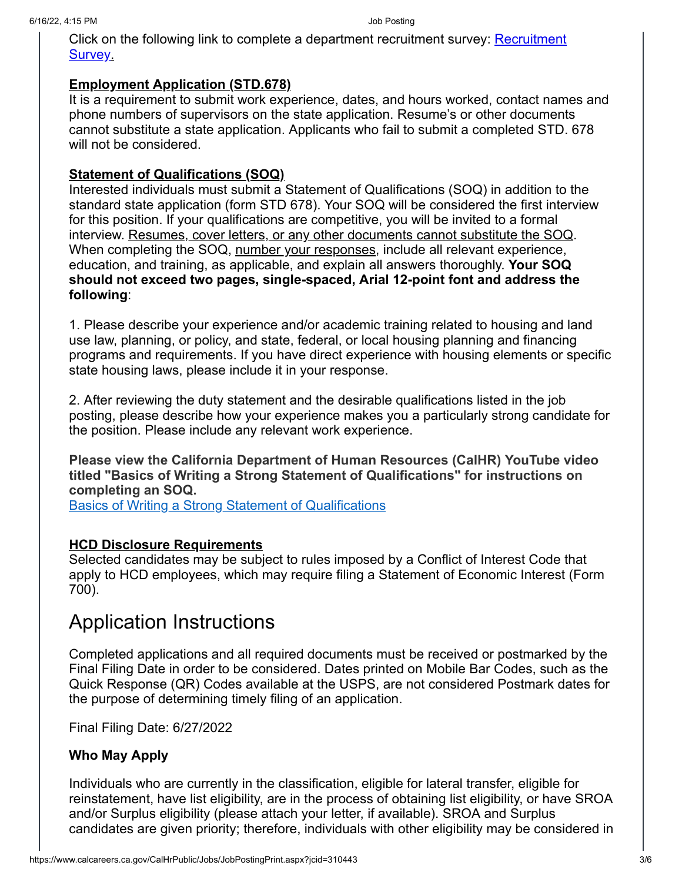Click on the following link to complete a department recruitment survey: [Recruitment Survey.]()

**Employment Application (STD.678)**
It is a requirement to submit work experience, dates, and hours worked, contact names and phone numbers of supervisors on the state application. Resume's or other documents cannot substitute a state application. Applicants who fail to submit a completed STD. 678 will not be considered.

**Statement of Qualifications (SOQ)**
Interested individuals must submit a Statement of Qualifications (SOQ) in addition to the standard state application (form STD 678). Your SOQ will be considered the first interview for this position. If your qualifications are competitive, you will be invited to a formal interview. Resumes, cover letters, or any other documents cannot substitute the SOQ. When completing the SOQ, number your responses, include all relevant experience, education, and training, as applicable, and explain all answers thoroughly. **Your SOQ should not exceed two pages, single-spaced, Arial 12-point font and address the following**:

1. Please describe your experience and/or academic training related to housing and land use law, planning, or policy, and state, federal, or local housing planning and financing programs and requirements. If you have direct experience with housing elements or specific state housing laws, please include it in your response.

2. After reviewing the duty statement and the desirable qualifications listed in the job posting, please describe how your experience makes you a particularly strong candidate for the position. Please include any relevant work experience.

**Please view the California Department of Human Resources (CalHR) YouTube video titled "Basics of Writing a Strong Statement of Qualifications" for instructions on completing an SOQ.**
[Basics of Writing a Strong Statement of Qualifications]()

**HCD Disclosure Requirements**
Selected candidates may be subject to rules imposed by a Conflict of Interest Code that apply to HCD employees, which may require filing a Statement of Economic Interest (Form 700).

# Application Instructions

Completed applications and all required documents must be received or postmarked by the Final Filing Date in order to be considered. Dates printed on Mobile Bar Codes, such as the Quick Response (QR) Codes available at the USPS, are not considered Postmark dates for the purpose of determining timely filing of an application.

Final Filing Date: 6/27/2022

### Who May Apply

Individuals who are currently in the classification, eligible for lateral transfer, eligible for reinstatement, have list eligibility, are in the process of obtaining list eligibility, or have SROA and/or Surplus eligibility (please attach your letter, if available). SROA and Surplus candidates are given priority; therefore, individuals with other eligibility may be considered in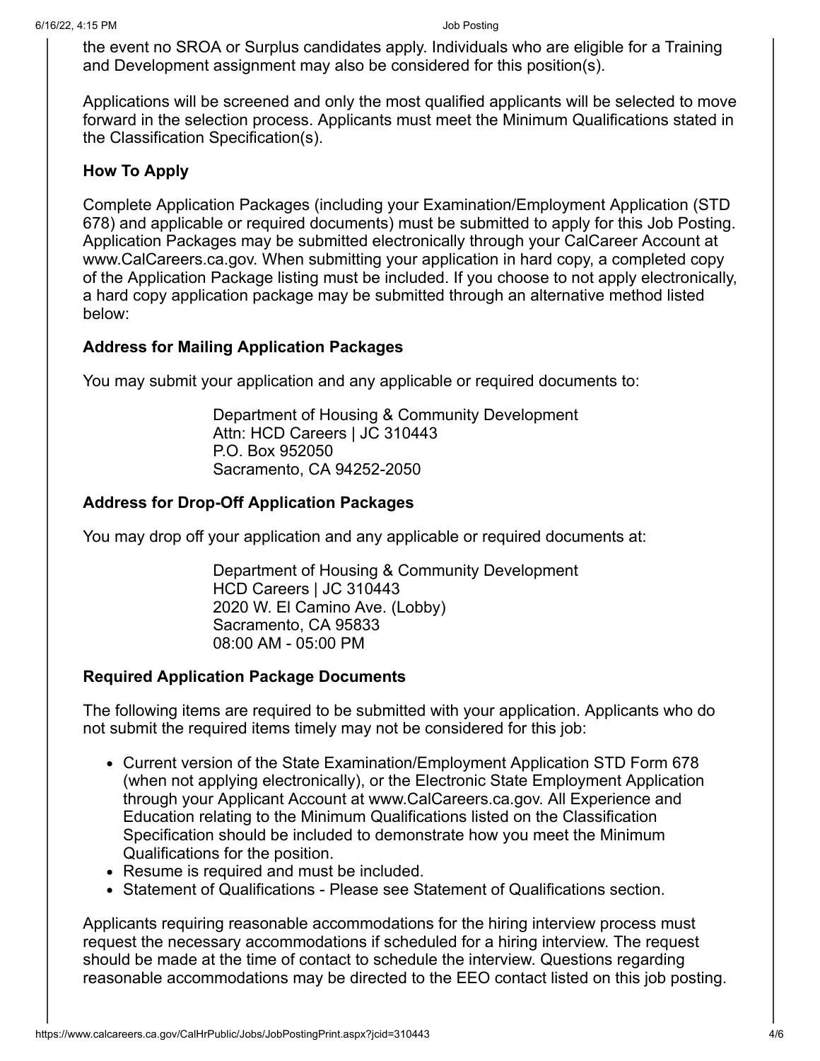the event no SROA or Surplus candidates apply. Individuals who are eligible for a Training and Development assignment may also be considered for this position(s).

Applications will be screened and only the most qualified applicants will be selected to move forward in the selection process. Applicants must meet the Minimum Qualifications stated in the Classification Specification(s).

### How To Apply

Complete Application Packages (including your Examination/Employment Application (STD 678) and applicable or required documents) must be submitted to apply for this Job Posting. Application Packages may be submitted electronically through your CalCareer Account at www.CalCareers.ca.gov. When submitting your application in hard copy, a completed copy of the Application Package listing must be included. If you choose to not apply electronically, a hard copy application package may be submitted through an alternative method listed below:

### Address for Mailing Application Packages

You may submit your application and any applicable or required documents to:

> Department of Housing & Community Development
> Attn: HCD Careers | JC 310443
> P.O. Box 952050
> Sacramento, CA 94252-2050

### Address for Drop-Off Application Packages

You may drop off your application and any applicable or required documents at:

> Department of Housing & Community Development
> HCD Careers | JC 310443
> 2020 W. El Camino Ave. (Lobby)
> Sacramento, CA 95833
> 08:00 AM - 05:00 PM

### Required Application Package Documents

The following items are required to be submitted with your application. Applicants who do not submit the required items timely may not be considered for this job:

- Current version of the State Examination/Employment Application STD Form 678 (when not applying electronically), or the Electronic State Employment Application through your Applicant Account at www.CalCareers.ca.gov. All Experience and Education relating to the Minimum Qualifications listed on the Classification Specification should be included to demonstrate how you meet the Minimum Qualifications for the position.
- Resume is required and must be included.
- Statement of Qualifications - Please see Statement of Qualifications section.

Applicants requiring reasonable accommodations for the hiring interview process must request the necessary accommodations if scheduled for a hiring interview. The request should be made at the time of contact to schedule the interview. Questions regarding reasonable accommodations may be directed to the EEO contact listed on this job posting.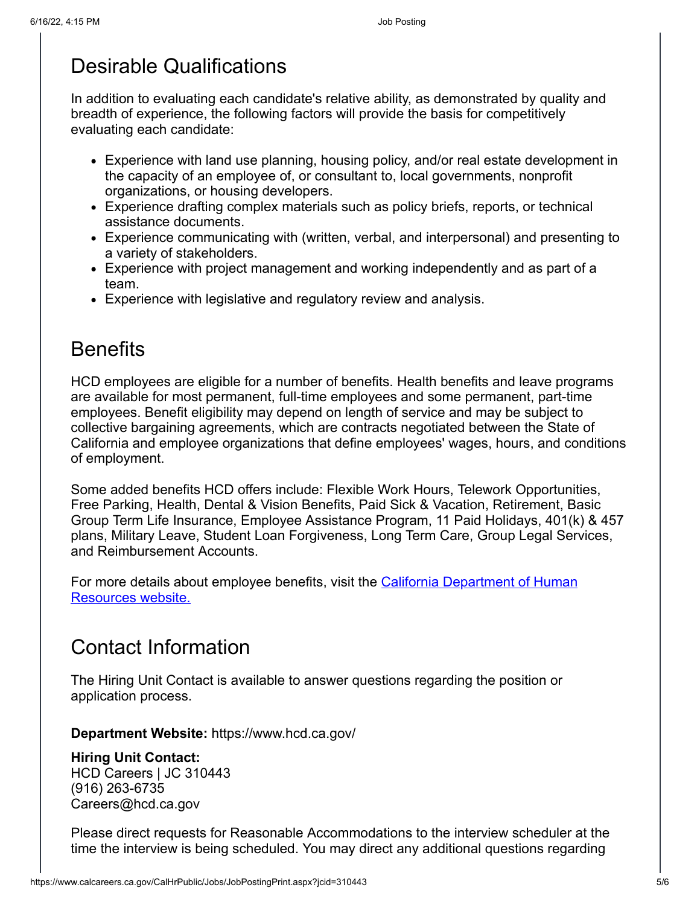## Desirable Qualifications

In addition to evaluating each candidate's relative ability, as demonstrated by quality and breadth of experience, the following factors will provide the basis for competitively evaluating each candidate:

- Experience with land use planning, housing policy, and/or real estate development in the capacity of an employee of, or consultant to, local governments, nonprofit organizations, or housing developers.
- Experience drafting complex materials such as policy briefs, reports, or technical assistance documents.
- Experience communicating with (written, verbal, and interpersonal) and presenting to a variety of stakeholders.
- Experience with project management and working independently and as part of a team.
- Experience with legislative and regulatory review and analysis.

## Benefits

HCD employees are eligible for a number of benefits. Health benefits and leave programs are available for most permanent, full-time employees and some permanent, part-time employees. Benefit eligibility may depend on length of service and may be subject to collective bargaining agreements, which are contracts negotiated between the State of California and employee organizations that define employees' wages, hours, and conditions of employment.

Some added benefits HCD offers include: Flexible Work Hours, Telework Opportunities, Free Parking, Health, Dental & Vision Benefits, Paid Sick & Vacation, Retirement, Basic Group Term Life Insurance, Employee Assistance Program, 11 Paid Holidays, 401(k) & 457 plans, Military Leave, Student Loan Forgiveness, Long Term Care, Group Legal Services, and Reimbursement Accounts.

For more details about employee benefits, visit the California Department of Human Resources website.

## Contact Information

The Hiring Unit Contact is available to answer questions regarding the position or application process.

**Department Website:** https://www.hcd.ca.gov/

**Hiring Unit Contact:**
HCD Careers | JC 310443
(916) 263-6735
Careers@hcd.ca.gov

Please direct requests for Reasonable Accommodations to the interview scheduler at the time the interview is being scheduled. You may direct any additional questions regarding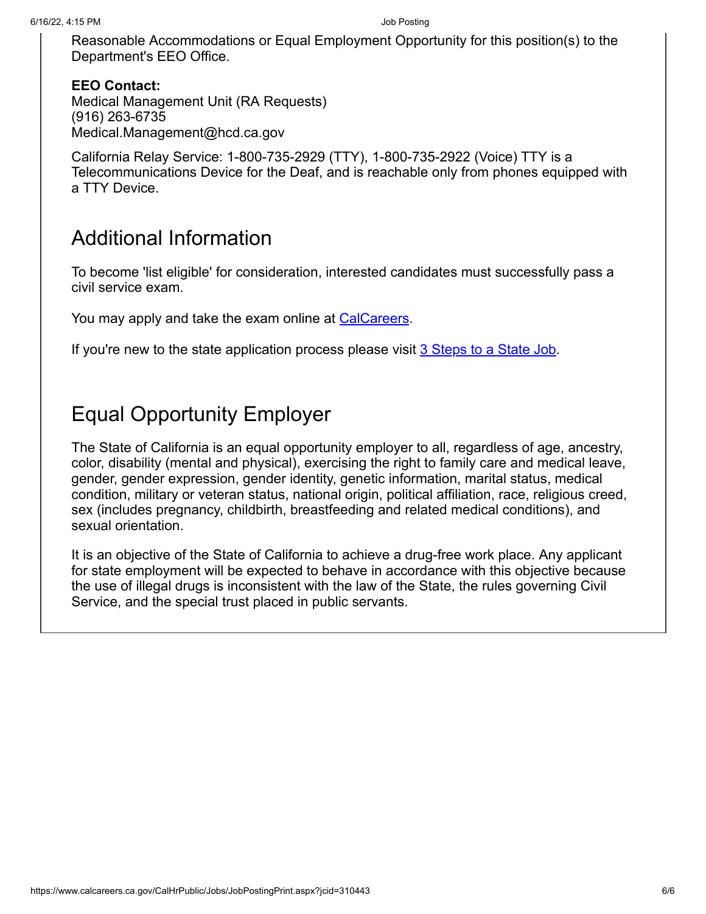Reasonable Accommodations or Equal Employment Opportunity for this position(s) to the Department's EEO Office.

**EEO Contact:**
Medical Management Unit (RA Requests)
(916) 263-6735
Medical.Management@hcd.ca.gov

California Relay Service: 1-800-735-2929 (TTY), 1-800-735-2922 (Voice) TTY is a Telecommunications Device for the Deaf, and is reachable only from phones equipped with a TTY Device.

## Additional Information

To become 'list eligible' for consideration, interested candidates must successfully pass a civil service exam.

You may apply and take the exam online at CalCareers.

If you're new to the state application process please visit 3 Steps to a State Job.

## Equal Opportunity Employer

The State of California is an equal opportunity employer to all, regardless of age, ancestry, color, disability (mental and physical), exercising the right to family care and medical leave, gender, gender expression, gender identity, genetic information, marital status, medical condition, military or veteran status, national origin, political affiliation, race, religious creed, sex (includes pregnancy, childbirth, breastfeeding and related medical conditions), and sexual orientation.

It is an objective of the State of California to achieve a drug-free work place. Any applicant for state employment will be expected to behave in accordance with this objective because the use of illegal drugs is inconsistent with the law of the State, the rules governing Civil Service, and the special trust placed in public servants.